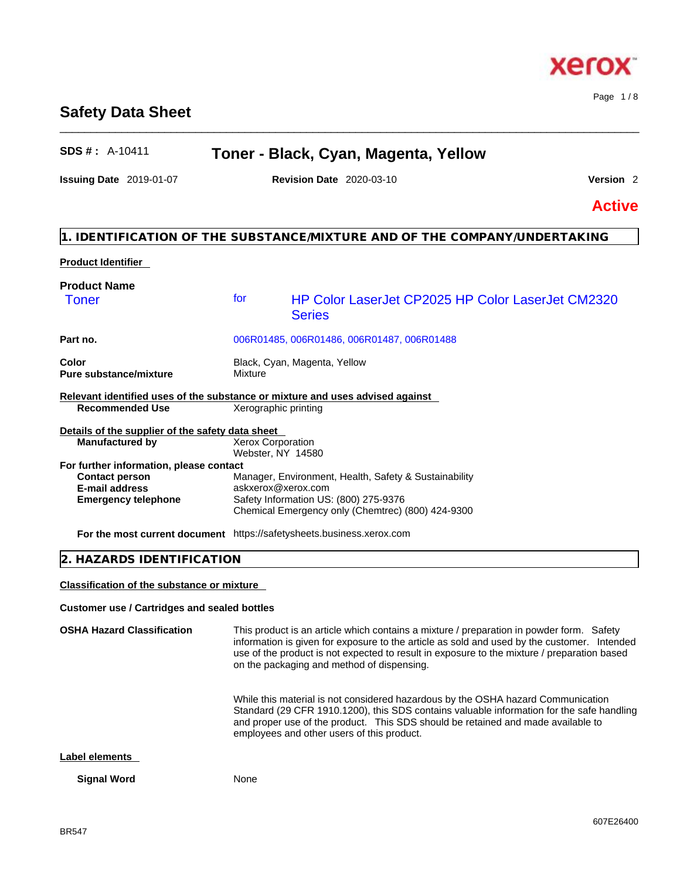# Safety Data Sheet

**SDS # :** A-10411 **Toner - Black, Cyan, Magenta, Yellow**

**Issuing Date** 2019-01-07 **Revision Date** 2020-03-10 **Version** 2

**Active**

## 1. IDENTIFICATION OF THE SUBSTANCE/MIXTURE AND OF THE COMPANY/UNDERTAKING

**Product Identifier**

**Product Name**

Toner for HP Color LaserJet CP2025 HP Color LaserJet CM2320 Series

| | |
|---|---|
| **Part no.** | 006R01485, 006R01486, 006R01487, 006R01488 |
| **Color** | Black, Cyan, Magenta, Yellow |
| **Pure substance/mixture** | Mixture |

**Relevant identified uses of the substance or mixture and uses advised against**

| | |
|---|---|
| **Recommended Use** | Xerographic printing |

**Details of the supplier of the safety data sheet**

| | |
|---|---|
| **Manufactured by** | Xerox Corporation<br>Webster, NY 14580 |

**For further information, please contact**

| | |
|---|---|
| **Contact person** | Manager, Environment, Health, Safety & Sustainability |
| **E-mail address** | askxerox@xerox.com |
| **Emergency telephone** | Safety Information US: (800) 275-9376<br>Chemical Emergency only (Chemtrec) (800) 424-9300 |
| **For the most current document** | https://safetysheets.business.xerox.com |

## 2. HAZARDS IDENTIFICATION

**Classification of the substance or mixture**

**Customer use / Cartridges and sealed bottles**

**OSHA Hazard Classification**

This product is an article which contains a mixture / preparation in powder form. Safety information is given for exposure to the article as sold and used by the customer. Intended use of the product is not expected to result in exposure to the mixture / preparation based on the packaging and method of dispensing.

While this material is not considered hazardous by the OSHA hazard Communication Standard (29 CFR 1910.1200), this SDS contains valuable information for the safe handling and proper use of the product. This SDS should be retained and made available to employees and other users of this product.

**Label elements**

**Signal Word** None

BR547 607E26400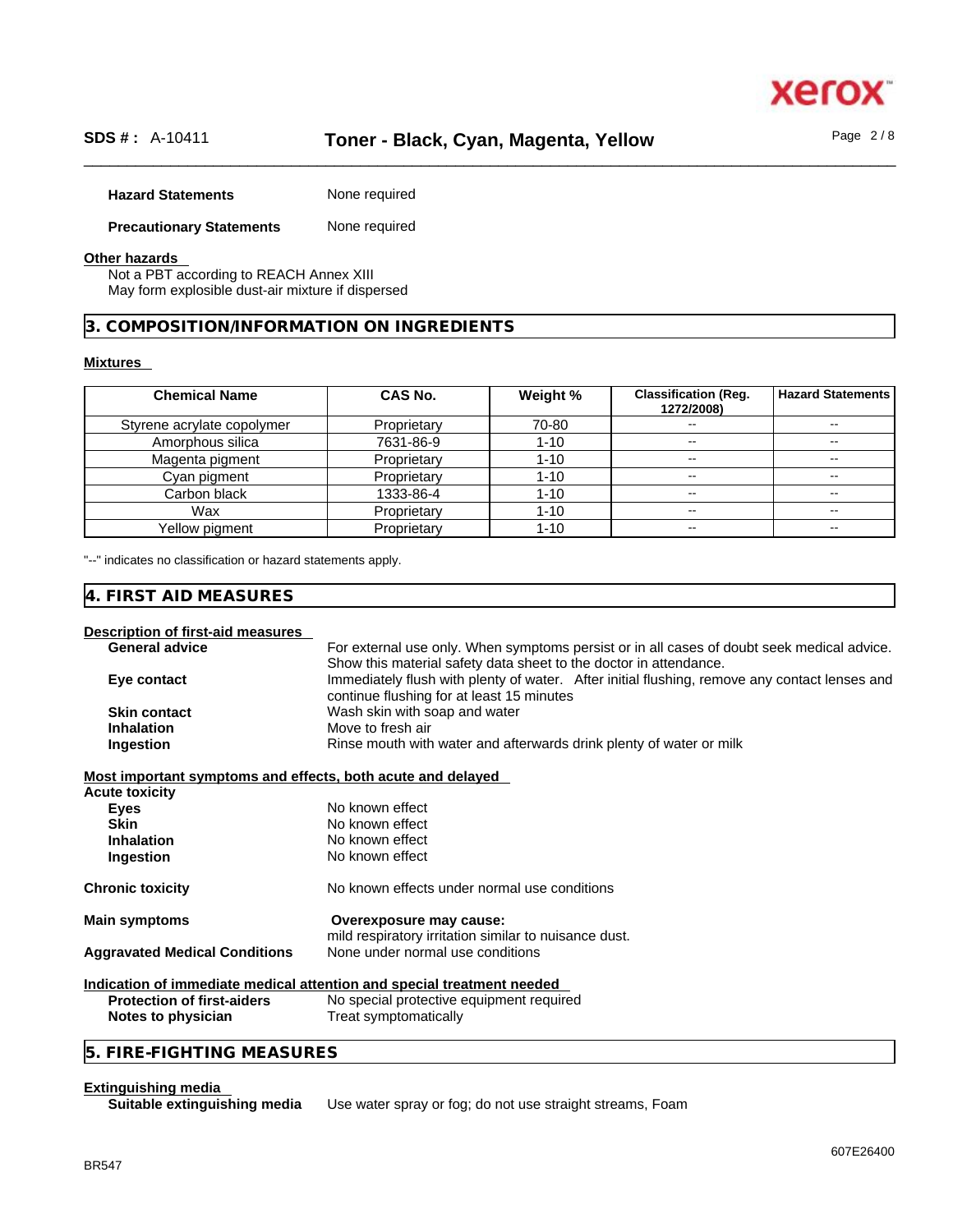**Hazard Statements** None required

**Precautionary Statements** None required

**Other hazards**

Not a PBT according to REACH Annex XIII
May form explosible dust-air mixture if dispersed

## 3. COMPOSITION/INFORMATION ON INGREDIENTS

**Mixtures**

| Chemical Name | CAS No. | Weight % | Classification (Reg. 1272/2008) | Hazard Statements |
|---|---|---|---|---|
| Styrene acrylate copolymer | Proprietary | 70-80 | -- | -- |
| Amorphous silica | 7631-86-9 | 1-10 | -- | -- |
| Magenta pigment | Proprietary | 1-10 | -- | -- |
| Cyan pigment | Proprietary | 1-10 | -- | -- |
| Carbon black | 1333-86-4 | 1-10 | -- | -- |
| Wax | Proprietary | 1-10 | -- | -- |
| Yellow pigment | Proprietary | 1-10 | -- | -- |

"--" indicates no classification or hazard statements apply.

## 4. FIRST AID MEASURES

**Description of first-aid measures**

**General advice** For external use only. When symptoms persist or in all cases of doubt seek medical advice. Show this material safety data sheet to the doctor in attendance.

**Eye contact** Immediately flush with plenty of water. After initial flushing, remove any contact lenses and continue flushing for at least 15 minutes

**Skin contact** Wash skin with soap and water

**Inhalation** Move to fresh air

**Ingestion** Rinse mouth with water and afterwards drink plenty of water or milk

**Most important symptoms and effects, both acute and delayed**

**Acute toxicity**

**Eyes** No known effect

**Skin** No known effect

**Inhalation** No known effect

**Ingestion** No known effect

**Chronic toxicity** No known effects under normal use conditions

**Main symptoms** **Overexposure may cause:**
mild respiratory irritation similar to nuisance dust.

**Aggravated Medical Conditions** None under normal use conditions

**Indication of immediate medical attention and special treatment needed**

**Protection of first-aiders** No special protective equipment required

**Notes to physician** Treat symptomatically

## 5. FIRE-FIGHTING MEASURES

**Extinguishing media**

**Suitable extinguishing media** Use water spray or fog; do not use straight streams, Foam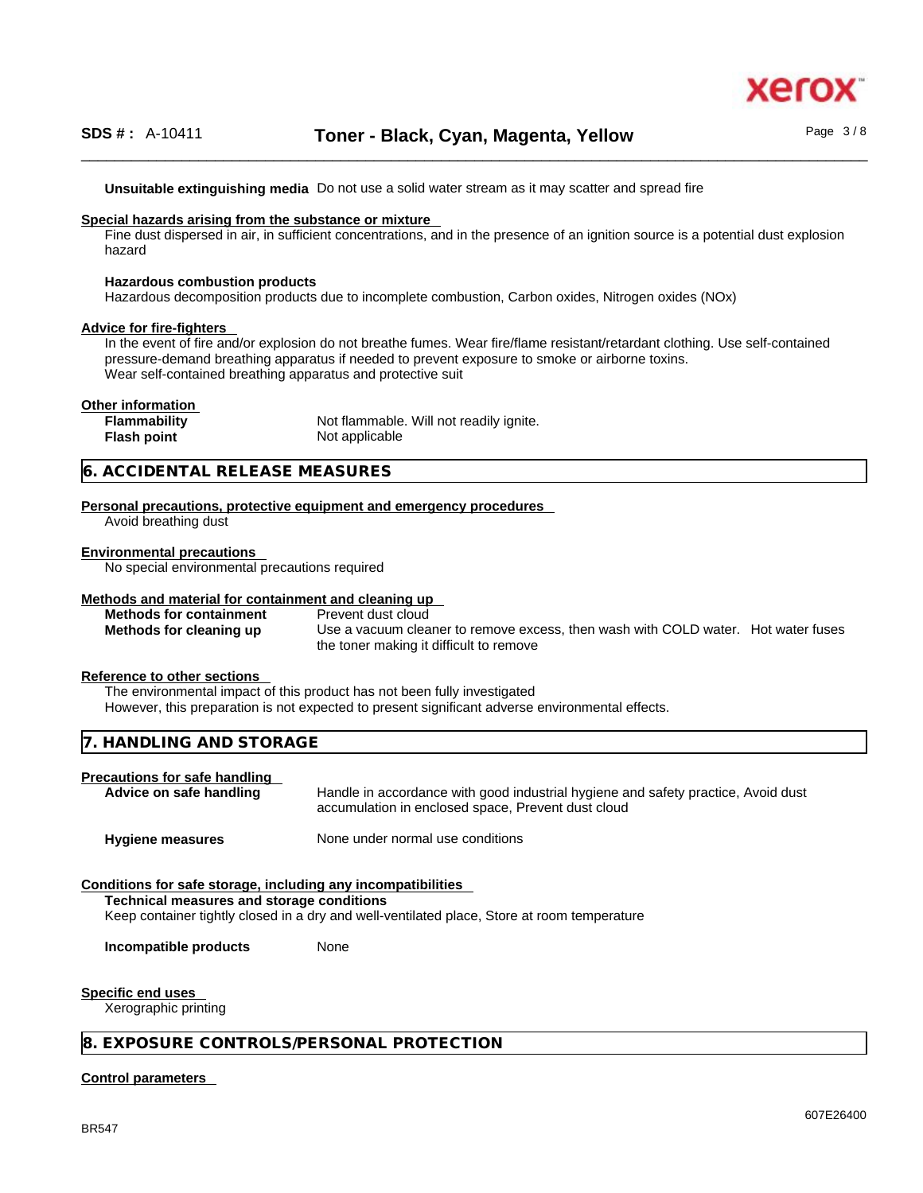**Unsuitable extinguishing media** Do not use a solid water stream as it may scatter and spread fire

**Special hazards arising from the substance or mixture**

Fine dust dispersed in air, in sufficient concentrations, and in the presence of an ignition source is a potential dust explosion hazard

**Hazardous combustion products**

Hazardous decomposition products due to incomplete combustion, Carbon oxides, Nitrogen oxides (NOx)

**Advice for fire-fighters**

In the event of fire and/or explosion do not breathe fumes. Wear fire/flame resistant/retardant clothing. Use self-contained pressure-demand breathing apparatus if needed to prevent exposure to smoke or airborne toxins.
Wear self-contained breathing apparatus and protective suit

**Other information**

| | |
|---|---|
| **Flammability** | Not flammable. Will not readily ignite. |
| **Flash point** | Not applicable |

## 6. ACCIDENTAL RELEASE MEASURES

**Personal precautions, protective equipment and emergency procedures**

Avoid breathing dust

**Environmental precautions**

No special environmental precautions required

**Methods and material for containment and cleaning up**

| | |
|---|---|
| **Methods for containment** | Prevent dust cloud |
| **Methods for cleaning up** | Use a vacuum cleaner to remove excess, then wash with COLD water. Hot water fuses the toner making it difficult to remove |

**Reference to other sections**

The environmental impact of this product has not been fully investigated
However, this preparation is not expected to present significant adverse environmental effects.

## 7. HANDLING AND STORAGE

**Precautions for safe handling**

| | |
|---|---|
| **Advice on safe handling** | Handle in accordance with good industrial hygiene and safety practice, Avoid dust accumulation in enclosed space, Prevent dust cloud |
| **Hygiene measures** | None under normal use conditions |

**Conditions for safe storage, including any incompatibilities**

**Technical measures and storage conditions**

Keep container tightly closed in a dry and well-ventilated place, Store at room temperature

**Incompatible products** None

**Specific end uses**

Xerographic printing

## 8. EXPOSURE CONTROLS/PERSONAL PROTECTION

**Control parameters**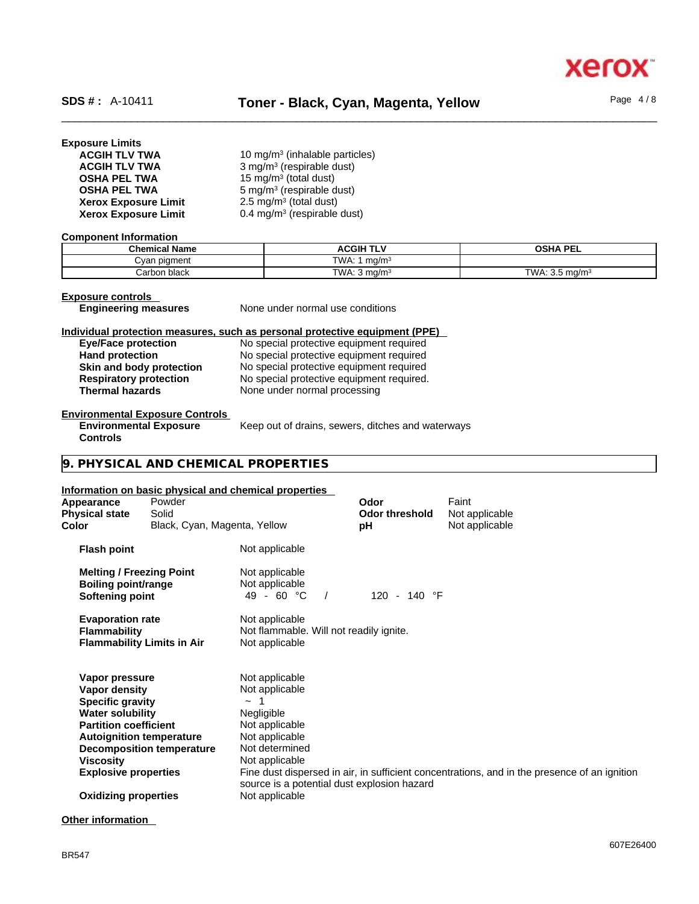**Exposure Limits**

| | |
|---|---|
| **ACGIH TLV TWA** | 10 mg/m³ (inhalable particles) |
| **ACGIH TLV TWA** | 3 mg/m³ (respirable dust) |
| **OSHA PEL TWA** | 15 mg/m³ (total dust) |
| **OSHA PEL TWA** | 5 mg/m³ (respirable dust) |
| **Xerox Exposure Limit** | 2.5 mg/m³ (total dust) |
| **Xerox Exposure Limit** | 0.4 mg/m³ (respirable dust) |

**Component Information**

| Chemical Name | ACGIH TLV | OSHA PEL |
|---|---|---|
| Cyan pigment | TWA: 1 mg/m³ | |
| Carbon black | TWA: 3 mg/m³ | TWA: 3.5 mg/m³ |

**Exposure controls**

**Engineering measures** None under normal use conditions

**Individual protection measures, such as personal protective equipment (PPE)**

| | |
|---|---|
| **Eye/Face protection** | No special protective equipment required |
| **Hand protection** | No special protective equipment required |
| **Skin and body protection** | No special protective equipment required |
| **Respiratory protection** | No special protective equipment required. |
| **Thermal hazards** | None under normal processing |

**Environmental Exposure Controls**

**Environmental Exposure Controls** Keep out of drains, sewers, ditches and waterways

## 9. PHYSICAL AND CHEMICAL PROPERTIES

**Information on basic physical and chemical properties**

| | | | |
|---|---|---|---|
| **Appearance** | Powder | **Odor** | Faint |
| **Physical state** | Solid | **Odor threshold** | Not applicable |
| **Color** | Black, Cyan, Magenta, Yellow | **pH** | Not applicable |

| | |
|---|---|
| **Flash point** | Not applicable |
| **Melting / Freezing Point** | Not applicable |
| **Boiling point/range** | Not applicable |
| **Softening point** | 49 - 60 °C / 120 - 140 °F |
| **Evaporation rate** | Not applicable |
| **Flammability** | Not flammable. Will not readily ignite. |
| **Flammability Limits in Air** | Not applicable |
| **Vapor pressure** | Not applicable |
| **Vapor density** | Not applicable |
| **Specific gravity** | ~ 1 |
| **Water solubility** | Negligible |
| **Partition coefficient** | Not applicable |
| **Autoignition temperature** | Not applicable |
| **Decomposition temperature** | Not determined |
| **Viscosity** | Not applicable |
| **Explosive properties** | Fine dust dispersed in air, in sufficient concentrations, and in the presence of an ignition source is a potential dust explosion hazard |
| **Oxidizing properties** | Not applicable |

**Other information**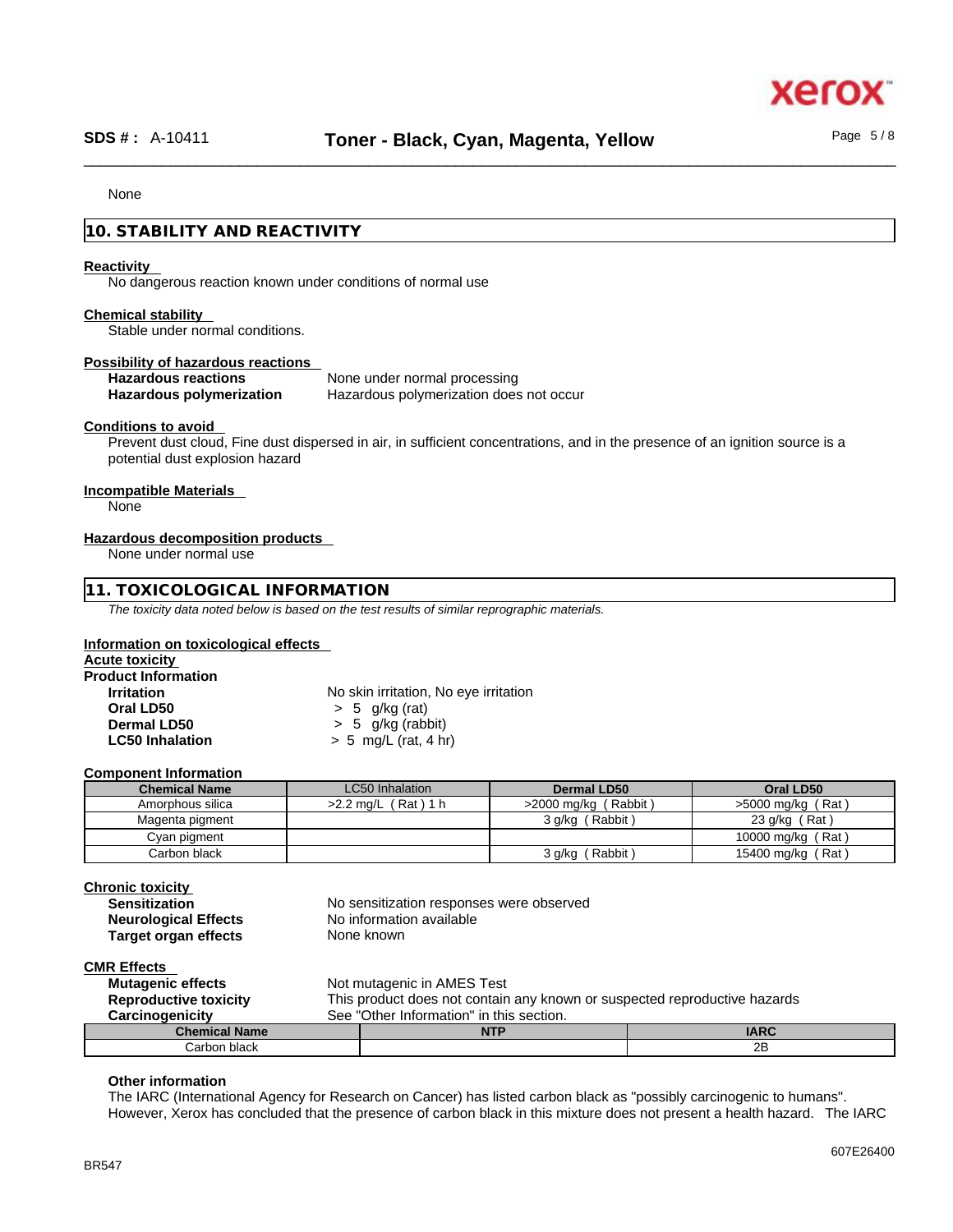None

## 10. STABILITY AND REACTIVITY

**Reactivity**

No dangerous reaction known under conditions of normal use

**Chemical stability**

Stable under normal conditions.

**Possibility of hazardous reactions**

**Hazardous reactions** None under normal processing
**Hazardous polymerization** Hazardous polymerization does not occur

**Conditions to avoid**

Prevent dust cloud, Fine dust dispersed in air, in sufficient concentrations, and in the presence of an ignition source is a potential dust explosion hazard

**Incompatible Materials**

None

**Hazardous decomposition products**

None under normal use

## 11. TOXICOLOGICAL INFORMATION

*The toxicity data noted below is based on the test results of similar reprographic materials.*

**Information on toxicological effects**

**Acute toxicity**

**Product Information**

**Irritation** No skin irritation, No eye irritation
**Oral LD50** > 5 g/kg (rat)
**Dermal LD50** > 5 g/kg (rabbit)
**LC50 Inhalation** > 5 mg/L (rat, 4 hr)

**Component Information**

| Chemical Name | LC50 Inhalation | Dermal LD50 | Oral LD50 |
|---|---|---|---|
| Amorphous silica | >2.2 mg/L ( Rat ) 1 h | >2000 mg/kg ( Rabbit ) | >5000 mg/kg ( Rat ) |
| Magenta pigment | | 3 g/kg ( Rabbit ) | 23 g/kg ( Rat ) |
| Cyan pigment | | | 10000 mg/kg ( Rat ) |
| Carbon black | | 3 g/kg ( Rabbit ) | 15400 mg/kg ( Rat ) |

**Chronic toxicity**

**Sensitization** No sensitization responses were observed
**Neurological Effects** No information available
**Target organ effects** None known

**CMR Effects**

**Mutagenic effects** Not mutagenic in AMES Test
**Reproductive toxicity** This product does not contain any known or suspected reproductive hazards
**Carcinogenicity** See "Other Information" in this section.

| Chemical Name | NTP | IARC |
|---|---|---|
| Carbon black | | 2B |

**Other information**

The IARC (International Agency for Research on Cancer) has listed carbon black as "possibly carcinogenic to humans". However, Xerox has concluded that the presence of carbon black in this mixture does not present a health hazard. The IARC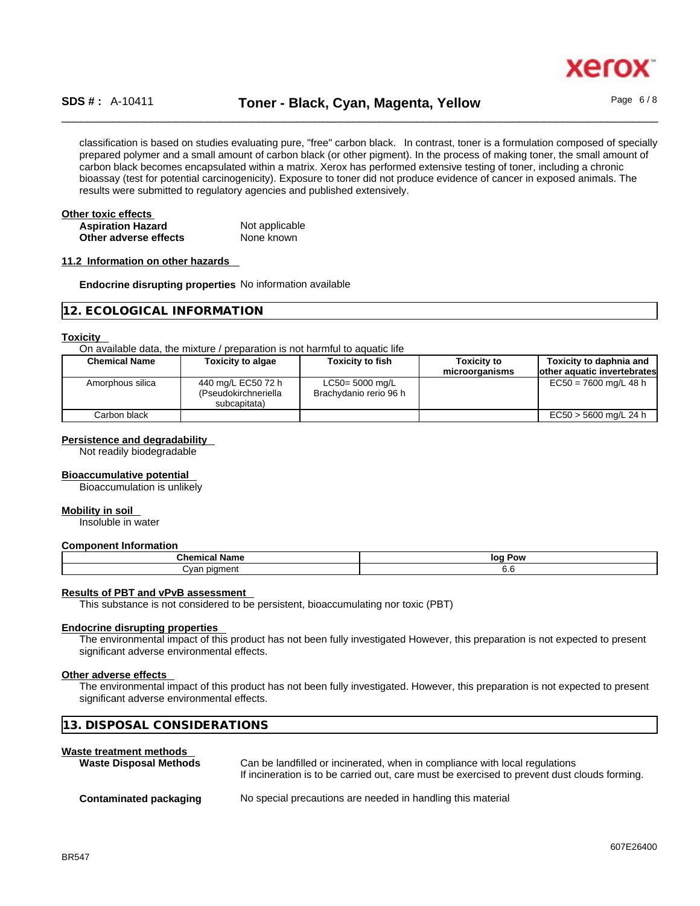classification is based on studies evaluating pure, "free" carbon black. In contrast, toner is a formulation composed of specially prepared polymer and a small amount of carbon black (or other pigment). In the process of making toner, the small amount of carbon black becomes encapsulated within a matrix. Xerox has performed extensive testing of toner, including a chronic bioassay (test for potential carcinogenicity). Exposure to toner did not produce evidence of cancer in exposed animals. The results were submitted to regulatory agencies and published extensively.

**Other toxic effects**

**Aspiration Hazard** Not applicable

**Other adverse effects** None known

**11.2 Information on other hazards**

**Endocrine disrupting properties** No information available

## 12. ECOLOGICAL INFORMATION

**Toxicity**

On available data, the mixture / preparation is not harmful to aquatic life

| Chemical Name | Toxicity to algae | Toxicity to fish | Toxicity to microorganisms | Toxicity to daphnia and other aquatic invertebrates |
|---|---|---|---|---|
| Amorphous silica | 440 mg/L EC50 72 h (Pseudokirchneriella subcapitata) | LC50= 5000 mg/L Brachydanio rerio 96 h | | EC50 = 7600 mg/L 48 h |
| Carbon black | | | | EC50 > 5600 mg/L 24 h |

**Persistence and degradability**

Not readily biodegradable

**Bioaccumulative potential**

Bioaccumulation is unlikely

**Mobility in soil**

Insoluble in water

**Component Information**

| Chemical Name | log Pow |
|---|---|
| Cyan pigment | 6.6 |

**Results of PBT and vPvB assessment**

This substance is not considered to be persistent, bioaccumulating nor toxic (PBT)

**Endocrine disrupting properties**

The environmental impact of this product has not been fully investigated However, this preparation is not expected to present significant adverse environmental effects.

**Other adverse effects**

The environmental impact of this product has not been fully investigated. However, this preparation is not expected to present significant adverse environmental effects.

## 13. DISPOSAL CONSIDERATIONS

**Waste treatment methods**

**Waste Disposal Methods** Can be landfilled or incinerated, when in compliance with local regulations
If incineration is to be carried out, care must be exercised to prevent dust clouds forming.

**Contaminated packaging** No special precautions are needed in handling this material

BR547

607E26400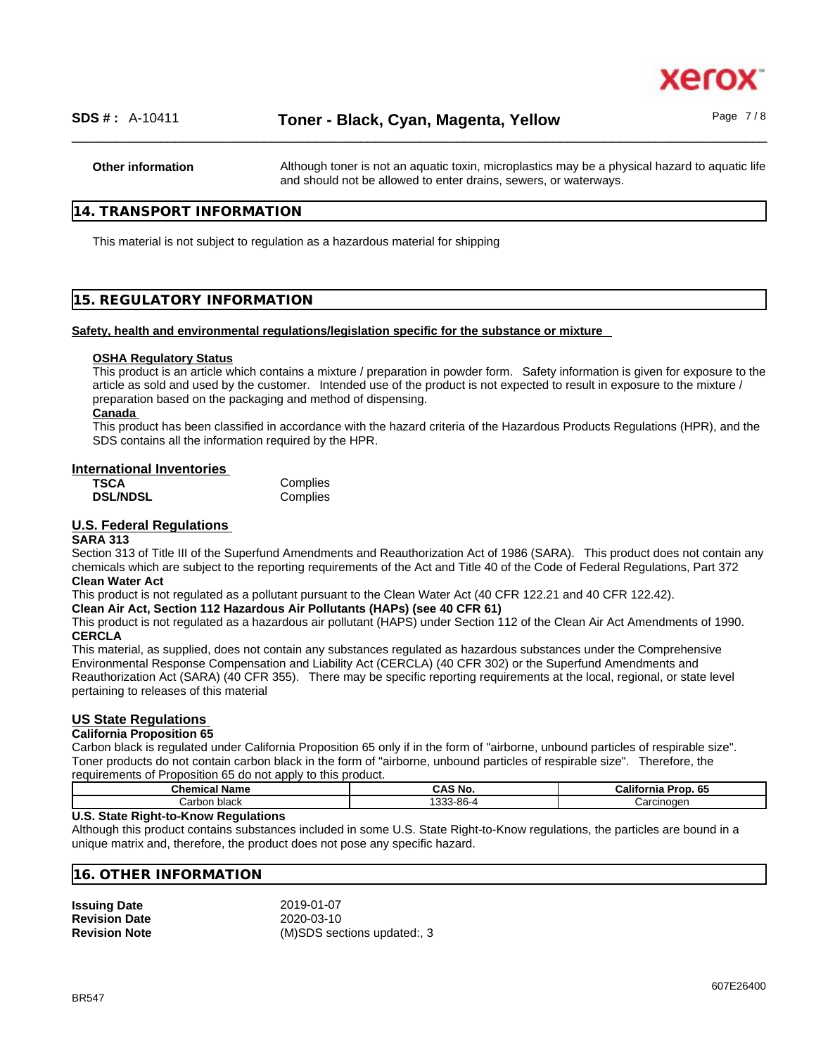**Other information** — Although toner is not an aquatic toxin, microplastics may be a physical hazard to aquatic life and should not be allowed to enter drains, sewers, or waterways.

## 14. TRANSPORT INFORMATION

This material is not subject to regulation as a hazardous material for shipping

## 15. REGULATORY INFORMATION

**Safety, health and environmental regulations/legislation specific for the substance or mixture**

**OSHA Regulatory Status**
This product is an article which contains a mixture / preparation in powder form. Safety information is given for exposure to the article as sold and used by the customer. Intended use of the product is not expected to result in exposure to the mixture / preparation based on the packaging and method of dispensing.

**Canada**
This product has been classified in accordance with the hazard criteria of the Hazardous Products Regulations (HPR), and the SDS contains all the information required by the HPR.

### International Inventories

| | |
|---|---|
| **TSCA** | Complies |
| **DSL/NDSL** | Complies |

### U.S. Federal Regulations

**SARA 313**
Section 313 of Title III of the Superfund Amendments and Reauthorization Act of 1986 (SARA). This product does not contain any chemicals which are subject to the reporting requirements of the Act and Title 40 of the Code of Federal Regulations, Part 372

**Clean Water Act**
This product is not regulated as a pollutant pursuant to the Clean Water Act (40 CFR 122.21 and 40 CFR 122.42).

**Clean Air Act, Section 112 Hazardous Air Pollutants (HAPs) (see 40 CFR 61)**
This product is not regulated as a hazardous air pollutant (HAPS) under Section 112 of the Clean Air Act Amendments of 1990.

**CERCLA**
This material, as supplied, does not contain any substances regulated as hazardous substances under the Comprehensive Environmental Response Compensation and Liability Act (CERCLA) (40 CFR 302) or the Superfund Amendments and Reauthorization Act (SARA) (40 CFR 355). There may be specific reporting requirements at the local, regional, or state level pertaining to releases of this material

### US State Regulations

**California Proposition 65**
Carbon black is regulated under California Proposition 65 only if in the form of "airborne, unbound particles of respirable size". Toner products do not contain carbon black in the form of "airborne, unbound particles of respirable size". Therefore, the requirements of Proposition 65 do not apply to this product.

| Chemical Name | CAS No. | California Prop. 65 |
|---|---|---|
| Carbon black | 1333-86-4 | Carcinogen |

**U.S. State Right-to-Know Regulations**
Although this product contains substances included in some U.S. State Right-to-Know regulations, the particles are bound in a unique matrix and, therefore, the product does not pose any specific hazard.

## 16. OTHER INFORMATION

| | |
|---|---|
| **Issuing Date** | 2019-01-07 |
| **Revision Date** | 2020-03-10 |
| **Revision Note** | (M)SDS sections updated:, 3 |

607E26400

BR547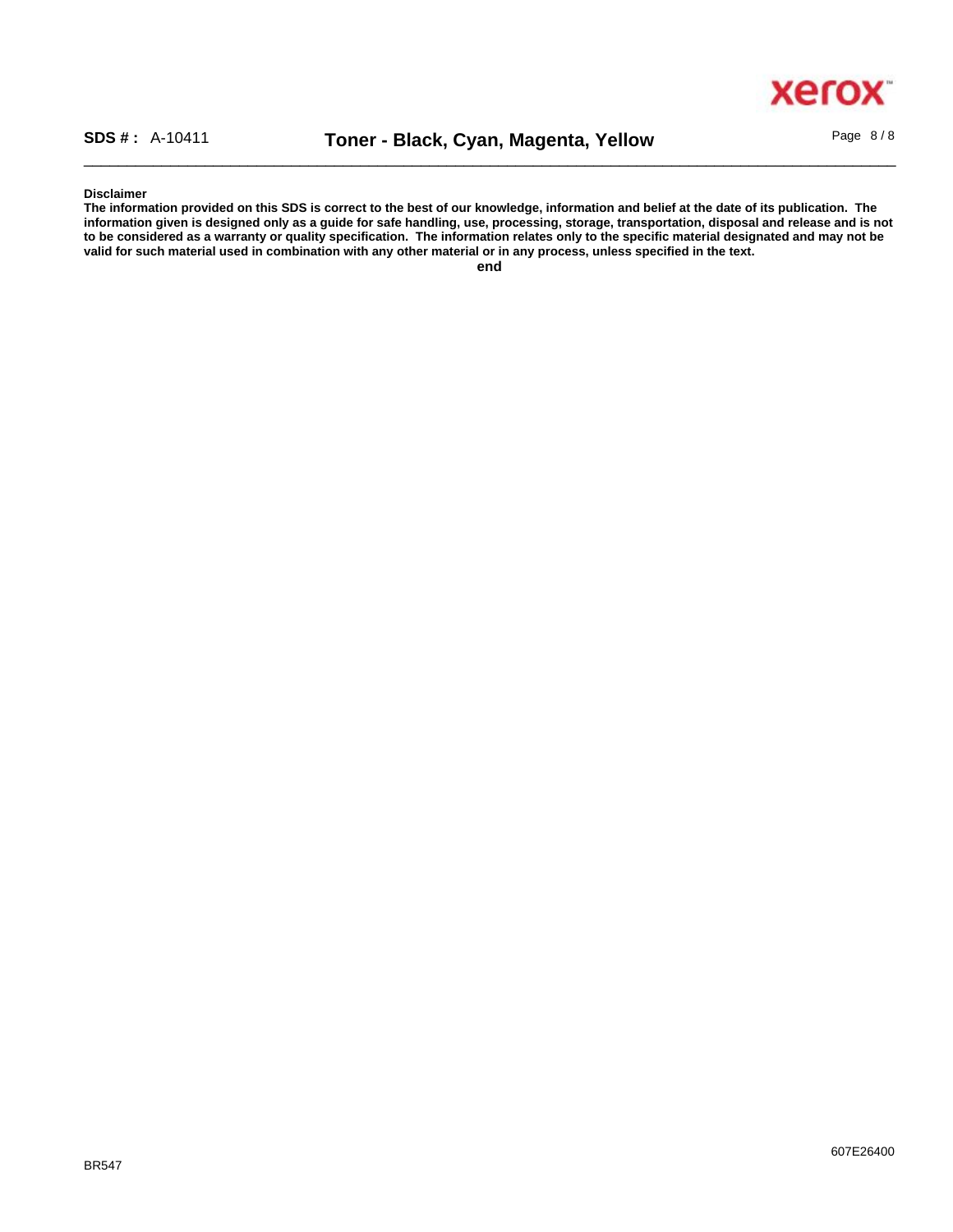**Disclaimer**

**The information provided on this SDS is correct to the best of our knowledge, information and belief at the date of its publication. The information given is designed only as a guide for safe handling, use, processing, storage, transportation, disposal and release and is not to be considered as a warranty or quality specification. The information relates only to the specific material designated and may not be valid for such material used in combination with any other material or in any process, unless specified in the text.**

**end**